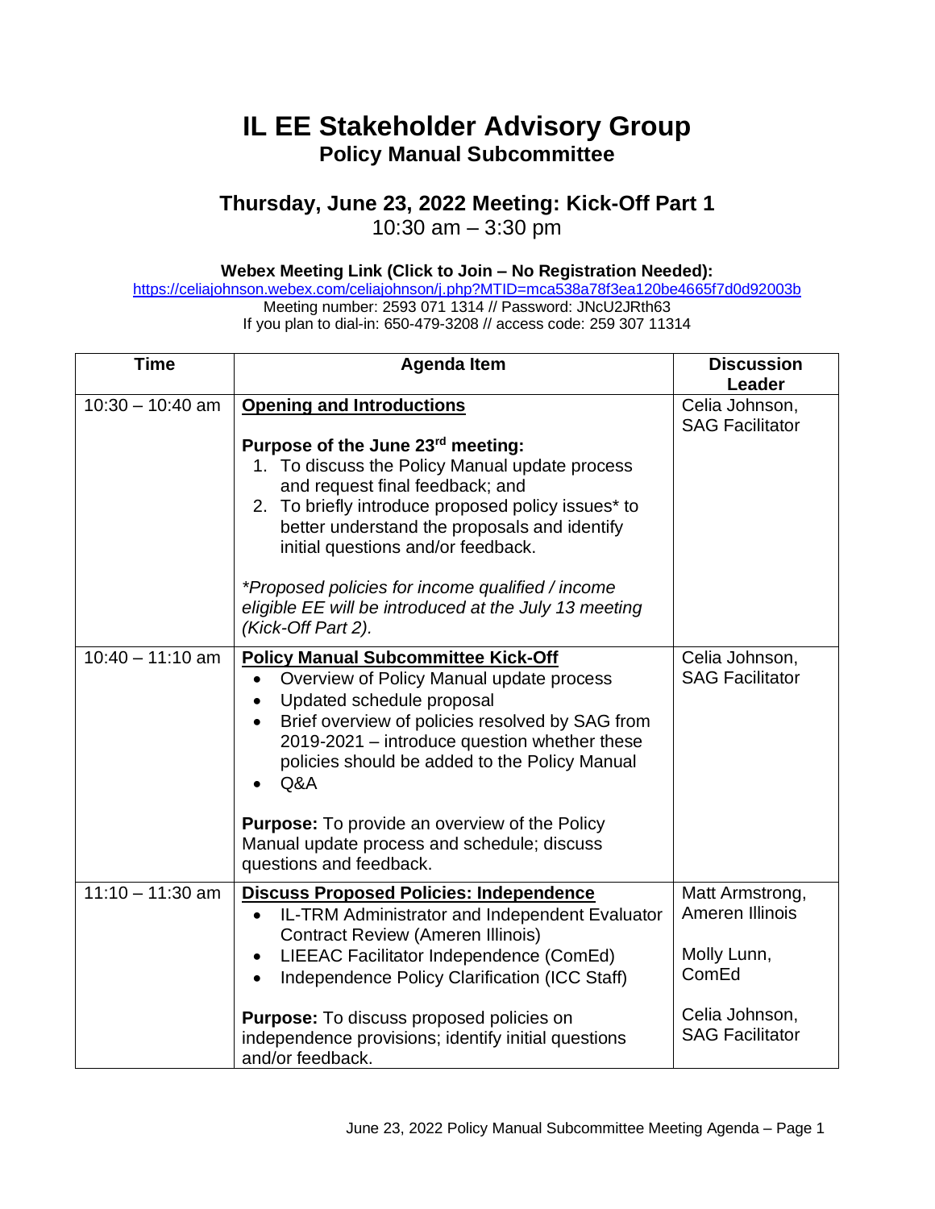# IL EE Stakeholder Advisory Group

## Policy Manual Subcommittee

### Thursday, June 23, 2022 Meeting: Kick-Off Part 1

10:30 am – 3:30 pm

**Webex Meeting Link (Click to Join – No Registration Needed):**

https://celiajohnson.webex.com/celiajohnson/j.php?MTID=mca538a78f3ea120be4665f7d0d92003b

Meeting number: 2593 071 1314 // Password: JNcU2JRth63

If you plan to dial-in: 650-479-3208 // access code: 259 307 11314

| Time | Agenda Item | Discussion Leader |
| --- | --- | --- |
| 10:30 – 10:40 am | **Opening and Introductions**<br><br>**Purpose of the June 23rd meeting:**<br>1. To discuss the Policy Manual update process and request final feedback; and<br>2. To briefly introduce proposed policy issues* to better understand the proposals and identify initial questions and/or feedback.<br><br>*\*Proposed policies for income qualified / income eligible EE will be introduced at the July 13 meeting (Kick-Off Part 2).* | Celia Johnson, SAG Facilitator |
| 10:40 – 11:10 am | **Policy Manual Subcommittee Kick-Off**<br>• Overview of Policy Manual update process<br>• Updated schedule proposal<br>• Brief overview of policies resolved by SAG from 2019-2021 – introduce question whether these policies should be added to the Policy Manual<br>• Q&A<br><br>**Purpose:** To provide an overview of the Policy Manual update process and schedule; discuss questions and feedback. | Celia Johnson, SAG Facilitator |
| 11:10 – 11:30 am | **Discuss Proposed Policies: Independence**<br>• IL-TRM Administrator and Independent Evaluator Contract Review (Ameren Illinois)<br>• LIEEAC Facilitator Independence (ComEd)<br>• Independence Policy Clarification (ICC Staff)<br><br>**Purpose:** To discuss proposed policies on independence provisions; identify initial questions and/or feedback. | Matt Armstrong, Ameren Illinois<br><br>Molly Lunn, ComEd<br><br>Celia Johnson, SAG Facilitator |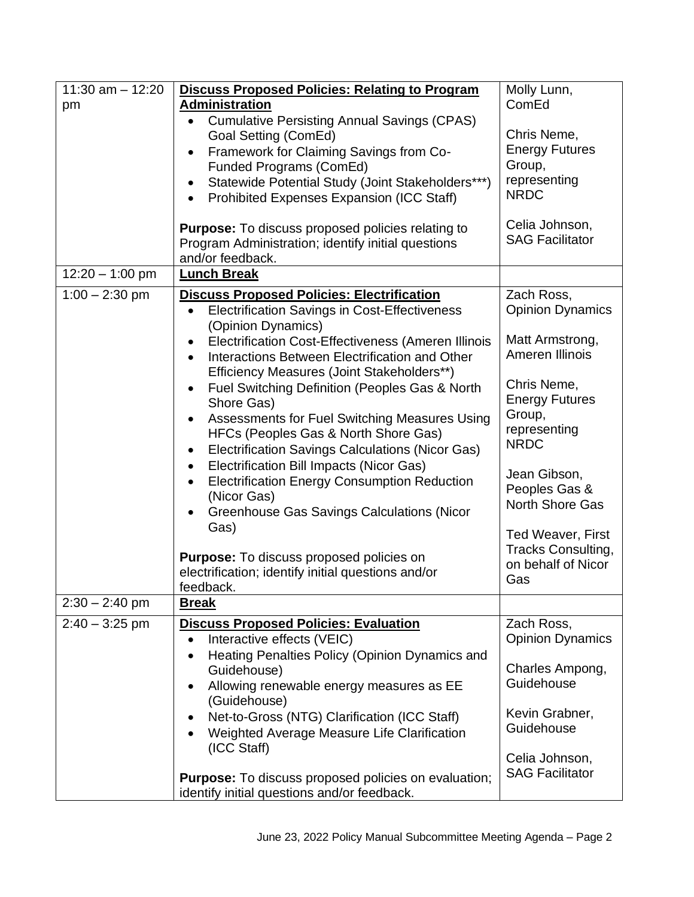| | | |
|---|---|---|
| 11:30 am – 12:20 pm | **Discuss Proposed Policies: Relating to Program Administration**<br>• Cumulative Persisting Annual Savings (CPAS) Goal Setting (ComEd)<br>• Framework for Claiming Savings from Co-Funded Programs (ComEd)<br>• Statewide Potential Study (Joint Stakeholders***)<br>• Prohibited Expenses Expansion (ICC Staff)<br><br>**Purpose:** To discuss proposed policies relating to Program Administration; identify initial questions and/or feedback. | Molly Lunn, ComEd<br><br>Chris Neme, Energy Futures Group, representing NRDC<br><br>Celia Johnson, SAG Facilitator |
| 12:20 – 1:00 pm | **Lunch Break** | |
| 1:00 – 2:30 pm | **Discuss Proposed Policies: Electrification**<br>• Electrification Savings in Cost-Effectiveness (Opinion Dynamics)<br>• Electrification Cost-Effectiveness (Ameren Illinois<br>• Interactions Between Electrification and Other Efficiency Measures (Joint Stakeholders**)<br>• Fuel Switching Definition (Peoples Gas & North Shore Gas)<br>• Assessments for Fuel Switching Measures Using HFCs (Peoples Gas & North Shore Gas)<br>• Electrification Savings Calculations (Nicor Gas)<br>• Electrification Bill Impacts (Nicor Gas)<br>• Electrification Energy Consumption Reduction (Nicor Gas)<br>• Greenhouse Gas Savings Calculations (Nicor Gas)<br><br>**Purpose:** To discuss proposed policies on electrification; identify initial questions and/or feedback. | Zach Ross, Opinion Dynamics<br><br>Matt Armstrong, Ameren Illinois<br><br>Chris Neme, Energy Futures Group, representing NRDC<br><br>Jean Gibson, Peoples Gas & North Shore Gas<br><br>Ted Weaver, First Tracks Consulting, on behalf of Nicor Gas |
| 2:30 – 2:40 pm | **Break** | |
| 2:40 – 3:25 pm | **Discuss Proposed Policies: Evaluation**<br>• Interactive effects (VEIC)<br>• Heating Penalties Policy (Opinion Dynamics and Guidehouse)<br>• Allowing renewable energy measures as EE (Guidehouse)<br>• Net-to-Gross (NTG) Clarification (ICC Staff)<br>• Weighted Average Measure Life Clarification (ICC Staff)<br><br>**Purpose:** To discuss proposed policies on evaluation; identify initial questions and/or feedback. | Zach Ross, Opinion Dynamics<br><br>Charles Ampong, Guidehouse<br><br>Kevin Grabner, Guidehouse<br><br>Celia Johnson, SAG Facilitator |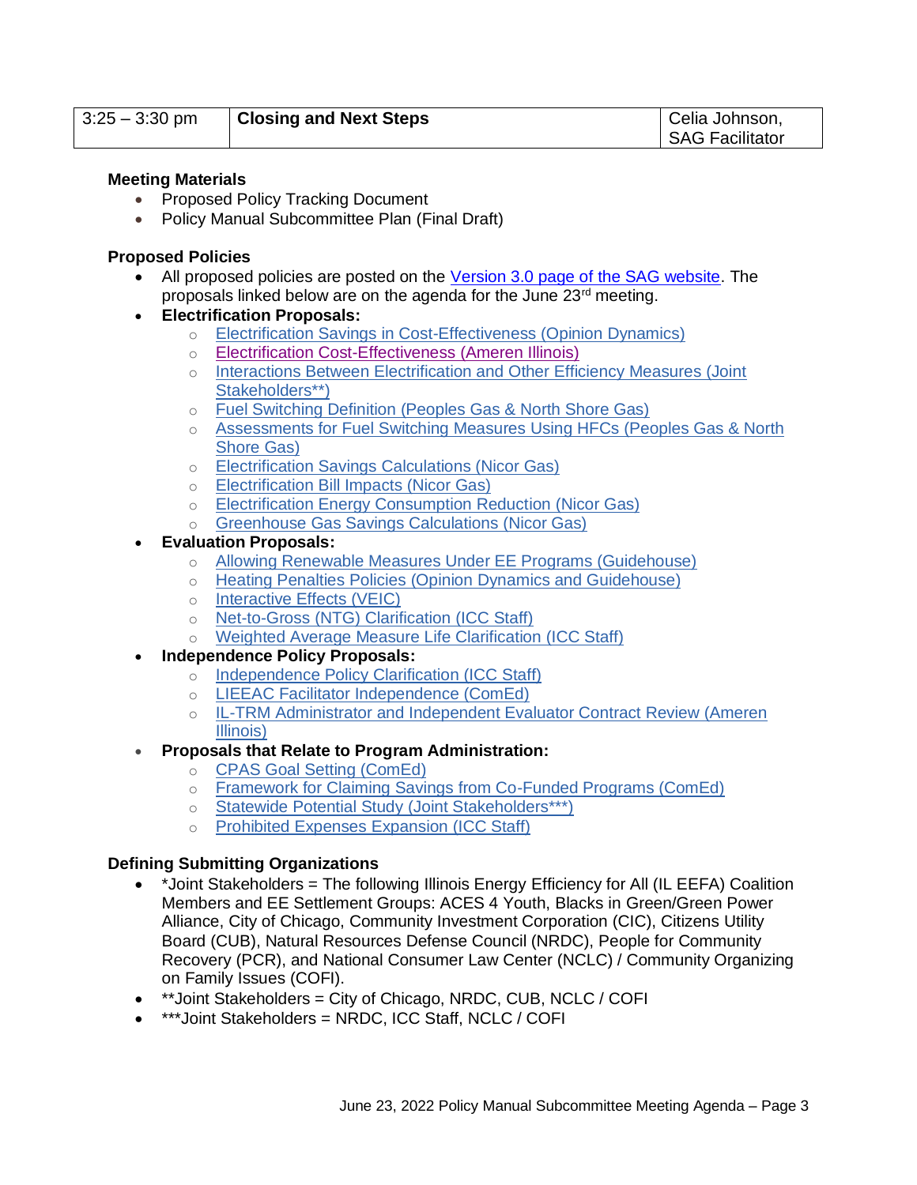| | | |
|---|---|---|
| 3:25 – 3:30 pm | **Closing and Next Steps** | Celia Johnson, SAG Facilitator |

**Meeting Materials**

- Proposed Policy Tracking Document
- Policy Manual Subcommittee Plan (Final Draft)

**Proposed Policies**

- All proposed policies are posted on the Version 3.0 page of the SAG website. The proposals linked below are on the agenda for the June 23rd meeting.
- **Electrification Proposals:**
  - Electrification Savings in Cost-Effectiveness (Opinion Dynamics)
  - Electrification Cost-Effectiveness (Ameren Illinois)
  - Interactions Between Electrification and Other Efficiency Measures (Joint Stakeholders**)
  - Fuel Switching Definition (Peoples Gas & North Shore Gas)
  - Assessments for Fuel Switching Measures Using HFCs (Peoples Gas & North Shore Gas)
  - Electrification Savings Calculations (Nicor Gas)
  - Electrification Bill Impacts (Nicor Gas)
  - Electrification Energy Consumption Reduction (Nicor Gas)
  - Greenhouse Gas Savings Calculations (Nicor Gas)
- **Evaluation Proposals:**
  - Allowing Renewable Measures Under EE Programs (Guidehouse)
  - Heating Penalties Policies (Opinion Dynamics and Guidehouse)
  - Interactive Effects (VEIC)
  - Net-to-Gross (NTG) Clarification (ICC Staff)
  - Weighted Average Measure Life Clarification (ICC Staff)
- **Independence Policy Proposals:**
  - Independence Policy Clarification (ICC Staff)
  - LIEEAC Facilitator Independence (ComEd)
  - IL-TRM Administrator and Independent Evaluator Contract Review (Ameren Illinois)
- **Proposals that Relate to Program Administration:**
  - CPAS Goal Setting (ComEd)
  - Framework for Claiming Savings from Co-Funded Programs (ComEd)
  - Statewide Potential Study (Joint Stakeholders***)
  - Prohibited Expenses Expansion (ICC Staff)

**Defining Submitting Organizations**

- *Joint Stakeholders = The following Illinois Energy Efficiency for All (IL EEFA) Coalition Members and EE Settlement Groups: ACES 4 Youth, Blacks in Green/Green Power Alliance, City of Chicago, Community Investment Corporation (CIC), Citizens Utility Board (CUB), Natural Resources Defense Council (NRDC), People for Community Recovery (PCR), and National Consumer Law Center (NCLC) / Community Organizing on Family Issues (COFI).
- **Joint Stakeholders = City of Chicago, NRDC, CUB, NCLC / COFI
- ***Joint Stakeholders = NRDC, ICC Staff, NCLC / COFI